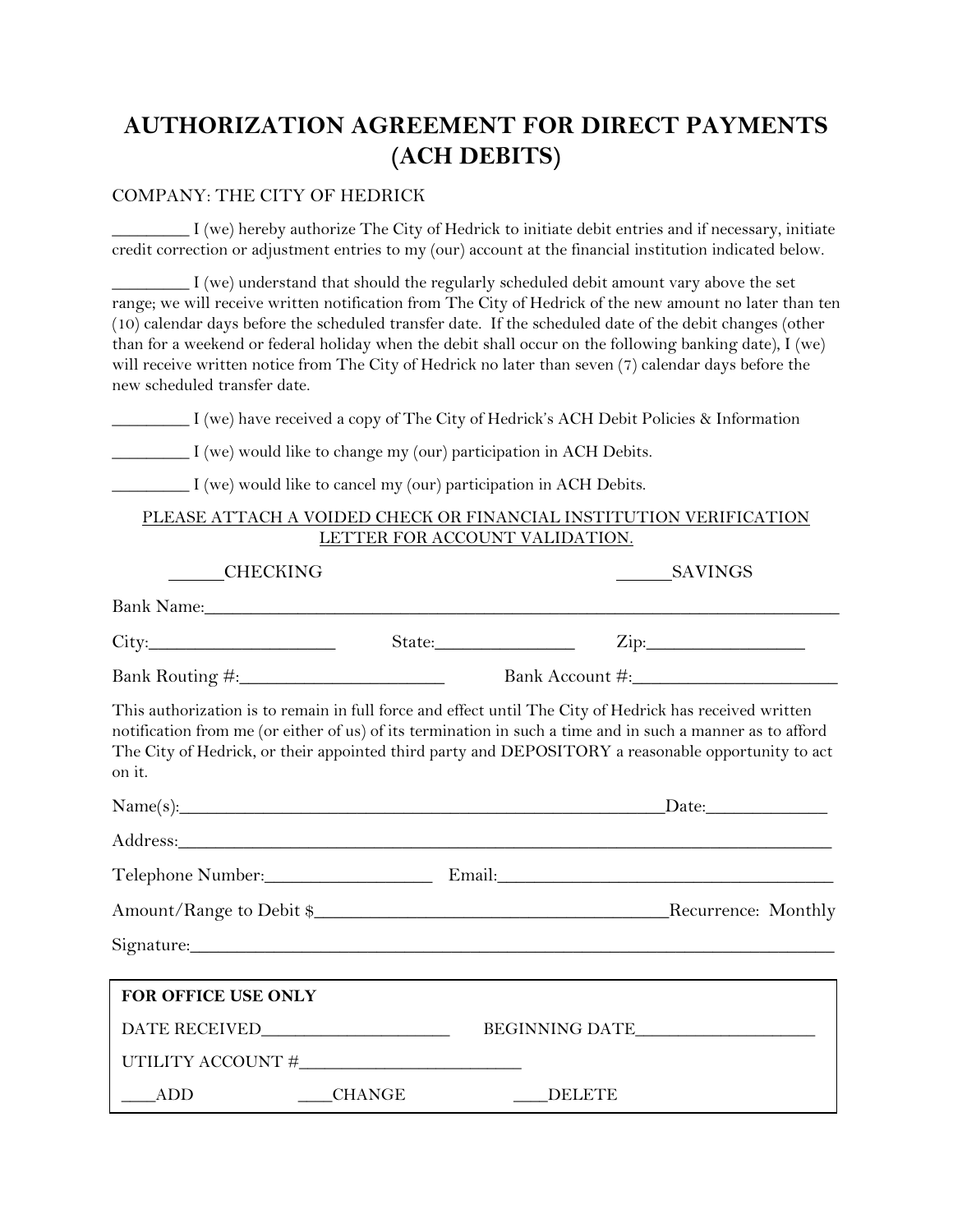# AUTHORIZATION AGREEMENT FOR DIRECT PAYMENTS (ACH DEBITS)

COMPANY: THE CITY OF HEDRICK

________ I (we) hereby authorize The City of Hedrick to initiate debit entries and if necessary, initiate credit correction or adjustment entries to my (our) account at the financial institution indicated below.

________ I (we) understand that should the regularly scheduled debit amount vary above the set range; we will receive written notification from The City of Hedrick of the new amount no later than ten (10) calendar days before the scheduled transfer date. If the scheduled date of the debit changes (other than for a weekend or federal holiday when the debit shall occur on the following banking date), I (we) will receive written notice from The City of Hedrick no later than seven (7) calendar days before the new scheduled transfer date.

________ I (we) have received a copy of The City of Hedrick's ACH Debit Policies & Information

________ I (we) would like to change my (our) participation in ACH Debits.

________ I (we) would like to cancel my (our) participation in ACH Debits.

<u>PLEASE ATTACH A VOIDED CHECK OR FINANCIAL INSTITUTION VERIFICATION LETTER FOR ACCOUNT VALIDATION.</u>

______CHECKING ______SAVINGS

Bank Name:______________________________________________________________

City:____________________ State:_______________ Zip:_________________

Bank Routing #:______________________ Bank Account #:______________________

This authorization is to remain in full force and effect until The City of Hedrick has received written notification from me (or either of us) of its termination in such a time and in such a manner as to afford The City of Hedrick, or their appointed third party and DEPOSITORY a reasonable opportunity to act on it.

Name(s):_____________________________________________Date:_____________

Address:_______________________________________________________________

Telephone Number:__________________ Email:_____________________________

Amount/Range to Debit $_____________________________________Recurrence: Monthly

Signature:______________________________________________________________

**FOR OFFICE USE ONLY**

DATE RECEIVED_____________________ BEGINNING DATE____________________

UTILITY ACCOUNT #________________________

____ADD ____CHANGE ____DELETE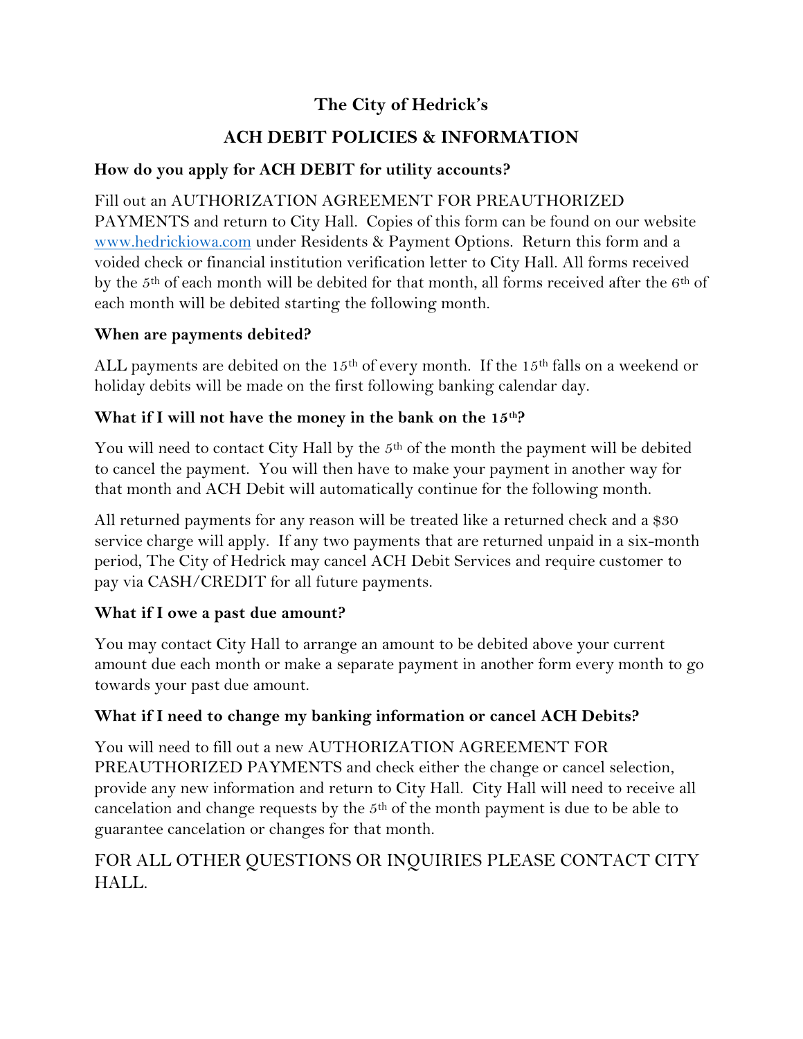# The City of Hedrick's

## ACH DEBIT POLICIES & INFORMATION

### How do you apply for ACH DEBIT for utility accounts?

Fill out an AUTHORIZATION AGREEMENT FOR PREAUTHORIZED PAYMENTS and return to City Hall. Copies of this form can be found on our website [www.hedrickiowa.com](http://www.hedrickiowa.com) under Residents & Payment Options. Return this form and a voided check or financial institution verification letter to City Hall. All forms received by the 5th of each month will be debited for that month, all forms received after the 6th of each month will be debited starting the following month.

### When are payments debited?

ALL payments are debited on the 15th of every month. If the 15th falls on a weekend or holiday debits will be made on the first following banking calendar day.

### What if I will not have the money in the bank on the 15th?

You will need to contact City Hall by the 5th of the month the payment will be debited to cancel the payment. You will then have to make your payment in another way for that month and ACH Debit will automatically continue for the following month.

All returned payments for any reason will be treated like a returned check and a $30 service charge will apply. If any two payments that are returned unpaid in a six-month period, The City of Hedrick may cancel ACH Debit Services and require customer to pay via CASH/CREDIT for all future payments.

### What if I owe a past due amount?

You may contact City Hall to arrange an amount to be debited above your current amount due each month or make a separate payment in another form every month to go towards your past due amount.

### What if I need to change my banking information or cancel ACH Debits?

You will need to fill out a new AUTHORIZATION AGREEMENT FOR PREAUTHORIZED PAYMENTS and check either the change or cancel selection, provide any new information and return to City Hall. City Hall will need to receive all cancelation and change requests by the 5th of the month payment is due to be able to guarantee cancelation or changes for that month.

FOR ALL OTHER QUESTIONS OR INQUIRIES PLEASE CONTACT CITY HALL.